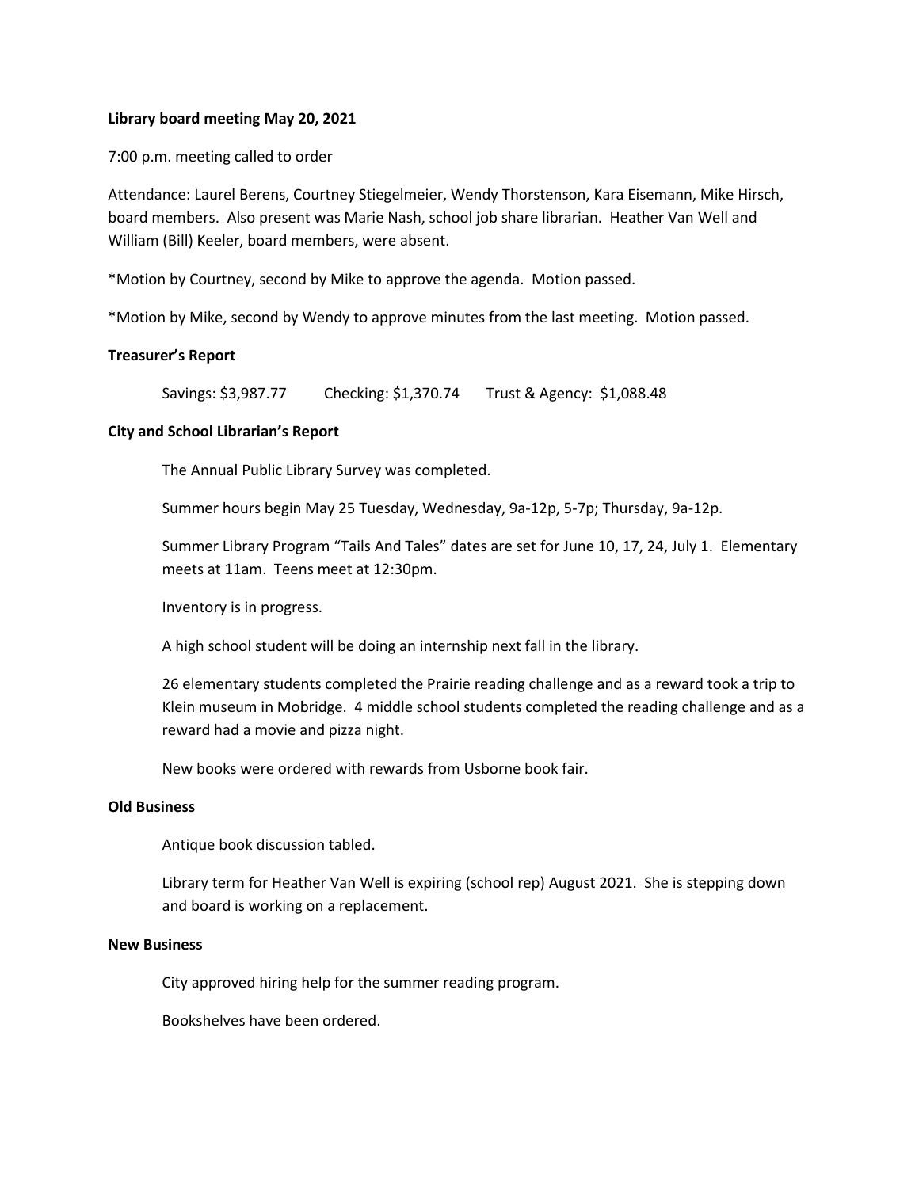**Library board meeting May 20, 2021**

7:00 p.m. meeting called to order

Attendance: Laurel Berens, Courtney Stiegelmeier, Wendy Thorstenson, Kara Eisemann, Mike Hirsch, board members. Also present was Marie Nash, school job share librarian. Heather Van Well and William (Bill) Keeler, board members, were absent.

*Motion by Courtney, second by Mike to approve the agenda. Motion passed.

*Motion by Mike, second by Wendy to approve minutes from the last meeting. Motion passed.

**Treasurer's Report**

Savings: $3,987.77 Checking: $1,370.74 Trust & Agency: $1,088.48

**City and School Librarian's Report**

The Annual Public Library Survey was completed.

Summer hours begin May 25 Tuesday, Wednesday, 9a-12p, 5-7p; Thursday, 9a-12p.

Summer Library Program "Tails And Tales" dates are set for June 10, 17, 24, July 1. Elementary meets at 11am. Teens meet at 12:30pm.

Inventory is in progress.

A high school student will be doing an internship next fall in the library.

26 elementary students completed the Prairie reading challenge and as a reward took a trip to Klein museum in Mobridge. 4 middle school students completed the reading challenge and as a reward had a movie and pizza night.

New books were ordered with rewards from Usborne book fair.

**Old Business**

Antique book discussion tabled.

Library term for Heather Van Well is expiring (school rep) August 2021. She is stepping down and board is working on a replacement.

**New Business**

City approved hiring help for the summer reading program.

Bookshelves have been ordered.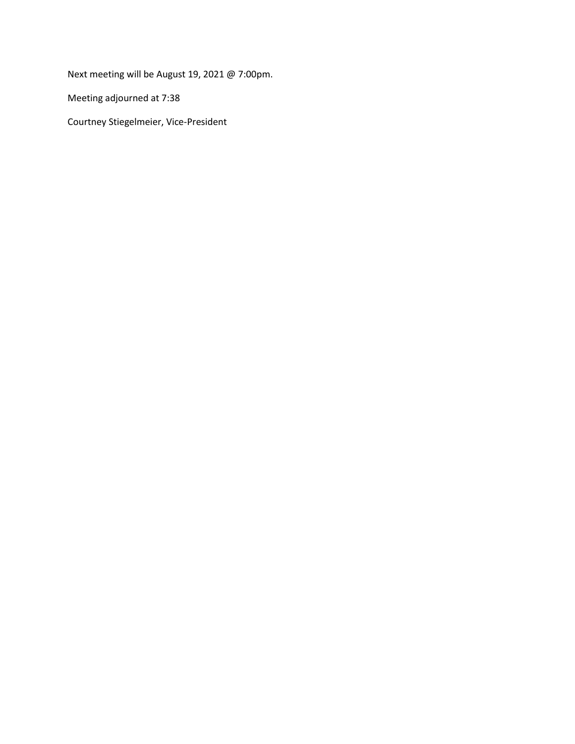Next meeting will be August 19, 2021 @ 7:00pm.

Meeting adjourned at 7:38

Courtney Stiegelmeier, Vice-President